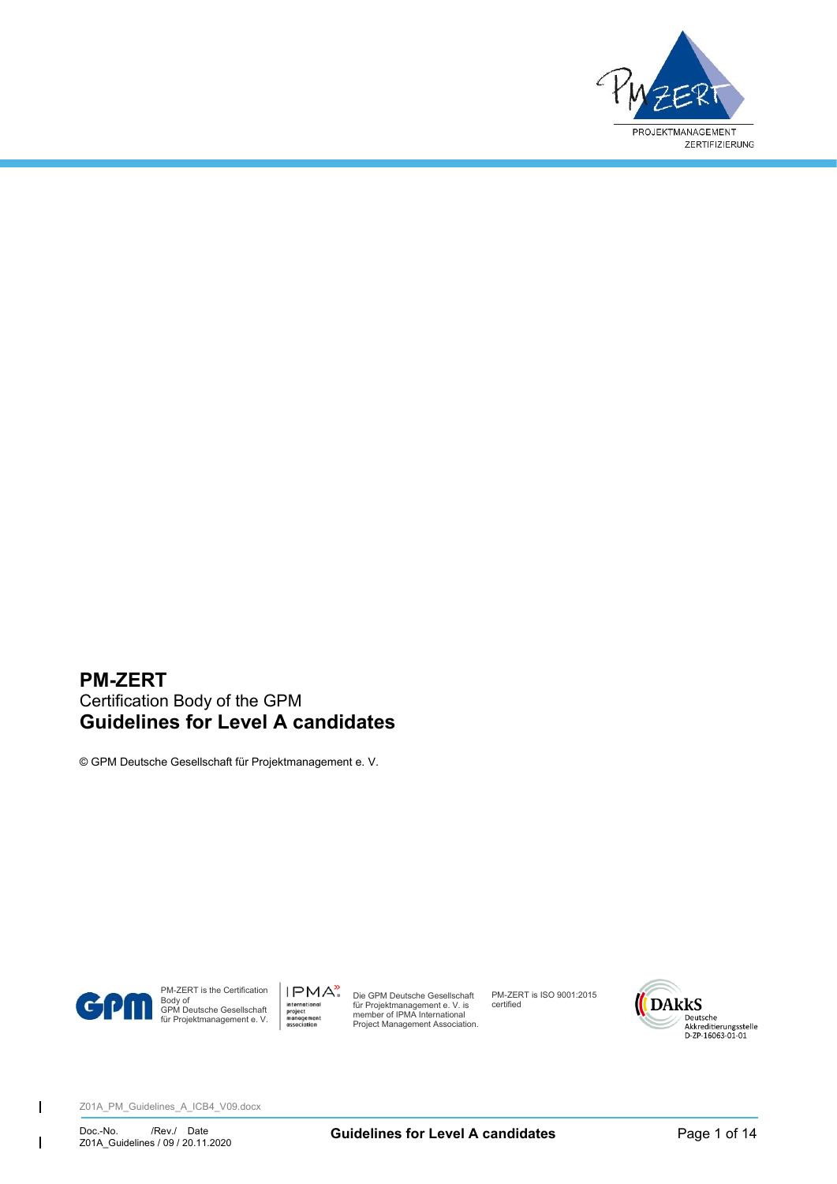**PM-ZERT**
Certification Body of the GPM
# Guidelines for Level A candidates

© GPM Deutsche Gesellschaft für Projektmanagement e. V.

PM-ZERT is the Certification Body of GPM Deutsche Gesellschaft für Projektmanagement e. V.

Die GPM Deutsche Gesellschaft für Projektmanagement e. V. is member of IPMA International Project Management Association.

PM-ZERT is ISO 9001:2015 certified

Z01A_PM_Guidelines_A_ICB4_V09.docx

Doc.-No. /Rev./ Date
Z01A_Guidelines / 09 / 20.11.2020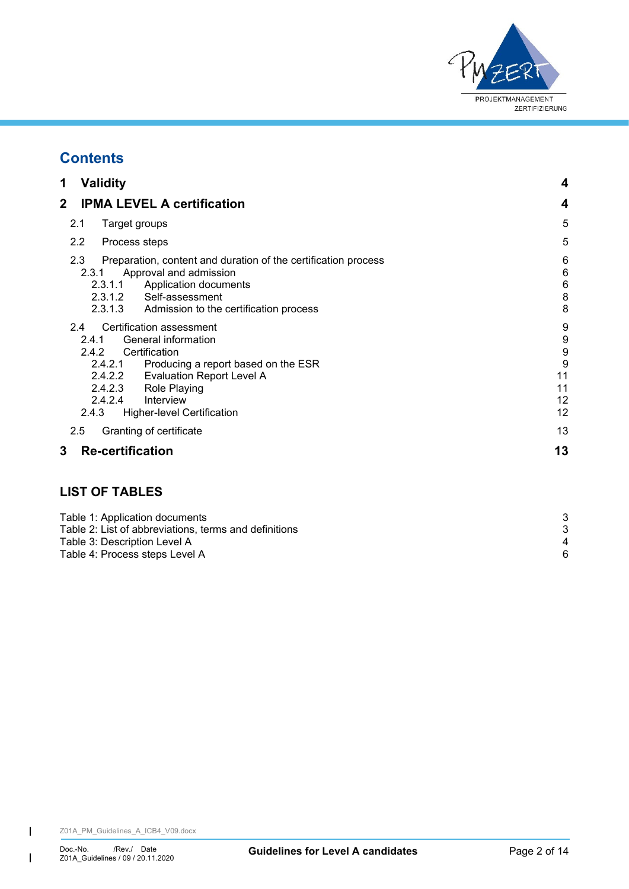## Contents

| | | |
|---|---|---|
| **1** | **Validity** | **4** |
| **2** | **IPMA LEVEL A certification** | **4** |
| 2.1 | Target groups | 5 |
| 2.2 | Process steps | 5 |
| 2.3 | Preparation, content and duration of the certification process | 6 |
| 2.3.1 | Approval and admission | 6 |
| 2.3.1.1 | Application documents | 6 |
| 2.3.1.2 | Self-assessment | 8 |
| 2.3.1.3 | Admission to the certification process | 8 |
| 2.4 | Certification assessment | 9 |
| 2.4.1 | General information | 9 |
| 2.4.2 | Certification | 9 |
| 2.4.2.1 | Producing a report based on the ESR | 9 |
| 2.4.2.2 | Evaluation Report Level A | 11 |
| 2.4.2.3 | Role Playing | 11 |
| 2.4.2.4 | Interview | 12 |
| 2.4.3 | Higher-level Certification | 12 |
| 2.5 | Granting of certificate | 13 |
| **3** | **Re-certification** | **13** |

## LIST OF TABLES

| | |
|---|---|
| Table 1: Application documents | 3 |
| Table 2: List of abbreviations, terms and definitions | 3 |
| Table 3: Description Level A | 4 |
| Table 4: Process steps Level A | 6 |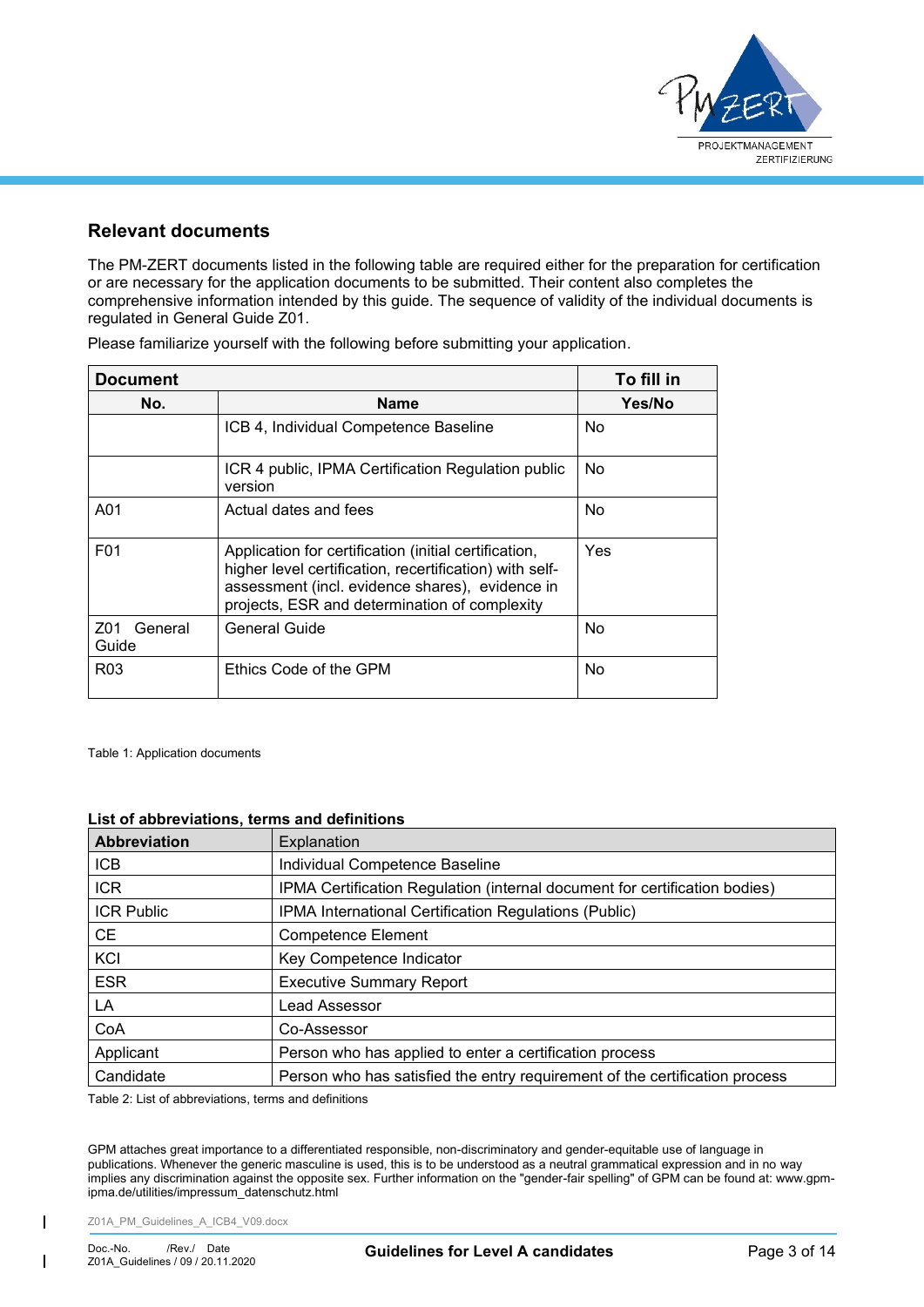## Relevant documents

The PM-ZERT documents listed in the following table are required either for the preparation for certification or are necessary for the application documents to be submitted. Their content also completes the comprehensive information intended by this guide. The sequence of validity of the individual documents is regulated in General Guide Z01.

Please familiarize yourself with the following before submitting your application.

| Document | | To fill in |
|---|---|---|
| **No.** | **Name** | **Yes/No** |
| | ICB 4, Individual Competence Baseline | No |
| | ICR 4 public, IPMA Certification Regulation public version | No |
| A01 | Actual dates and fees | No |
| F01 | Application for certification (initial certification, higher level certification, recertification) with self-assessment (incl. evidence shares), evidence in projects, ESR and determination of complexity | Yes |
| Z01 General Guide | General Guide | No |
| R03 | Ethics Code of the GPM | No |

Table 1: Application documents

**List of abbreviations, terms and definitions**

| Abbreviation | Explanation |
|---|---|
| ICB | Individual Competence Baseline |
| ICR | IPMA Certification Regulation (internal document for certification bodies) |
| ICR Public | IPMA International Certification Regulations (Public) |
| CE | Competence Element |
| KCI | Key Competence Indicator |
| ESR | Executive Summary Report |
| LA | Lead Assessor |
| CoA | Co-Assessor |
| Applicant | Person who has applied to enter a certification process |
| Candidate | Person who has satisfied the entry requirement of the certification process |

Table 2: List of abbreviations, terms and definitions

GPM attaches great importance to a differentiated responsible, non-discriminatory and gender-equitable use of language in publications. Whenever the generic masculine is used, this is to be understood as a neutral grammatical expression and in no way implies any discrimination against the opposite sex. Further information on the "gender-fair spelling" of GPM can be found at: www.gpm-ipma.de/utilities/impressum_datenschutz.html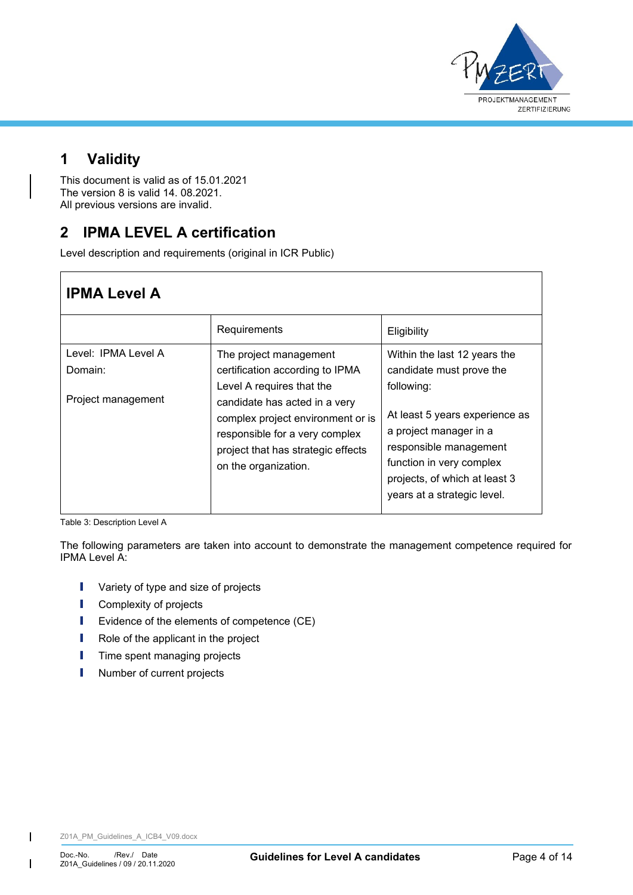# 1 Validity

This document is valid as of 15.01.2021
The version 8 is valid 14. 08.2021.
All previous versions are invalid.

# 2 IPMA LEVEL A certification

Level description and requirements (original in ICR Public)

| **IPMA Level A** | | |
|---|---|---|
| | Requirements | Eligibility |
| Level: IPMA Level A<br>Domain:<br><br>Project management | The project management certification according to IPMA Level A requires that the candidate has acted in a very complex project environment or is responsible for a very complex project that has strategic effects on the organization. | Within the last 12 years the candidate must prove the following:<br><br>At least 5 years experience as a project manager in a responsible management function in very complex projects, of which at least 3 years at a strategic level. |

Table 3: Description Level A

The following parameters are taken into account to demonstrate the management competence required for IPMA Level A:

- Variety of type and size of projects
- Complexity of projects
- Evidence of the elements of competence (CE)
- Role of the applicant in the project
- Time spent managing projects
- Number of current projects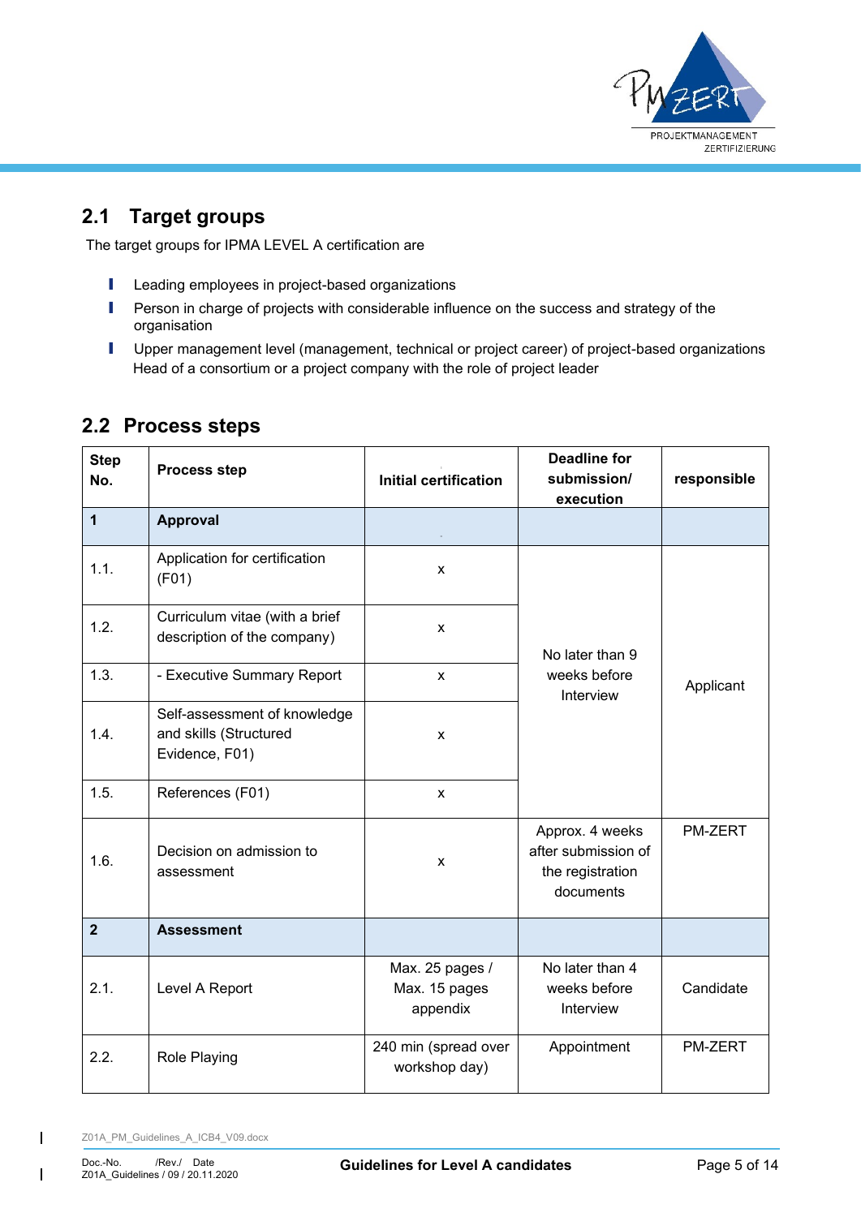## 2.1 Target groups

The target groups for IPMA LEVEL A certification are

- Leading employees in project-based organizations
- Person in charge of projects with considerable influence on the success and strategy of the organisation
- Upper management level (management, technical or project career) of project-based organizations Head of a consortium or a project company with the role of project leader

## 2.2 Process steps

| Step No. | Process step | Initial certification | Deadline for submission/ execution | responsible |
|---|---|---|---|---|
| **1** | **Approval** | | | |
| 1.1. | Application for certification (F01) | x | No later than 9 weeks before Interview | Applicant |
| 1.2. | Curriculum vitae (with a brief description of the company) | x | | |
| 1.3. | - Executive Summary Report | x | | |
| 1.4. | Self-assessment of knowledge and skills (Structured Evidence, F01) | x | | |
| 1.5. | References (F01) | x | | |
| 1.6. | Decision on admission to assessment | x | Approx. 4 weeks after submission of the registration documents | PM-ZERT |
| **2** | **Assessment** | | | |
| 2.1. | Level A Report | Max. 25 pages / Max. 15 pages appendix | No later than 4 weeks before Interview | Candidate |
| 2.2. | Role Playing | 240 min (spread over workshop day) | Appointment | PM-ZERT |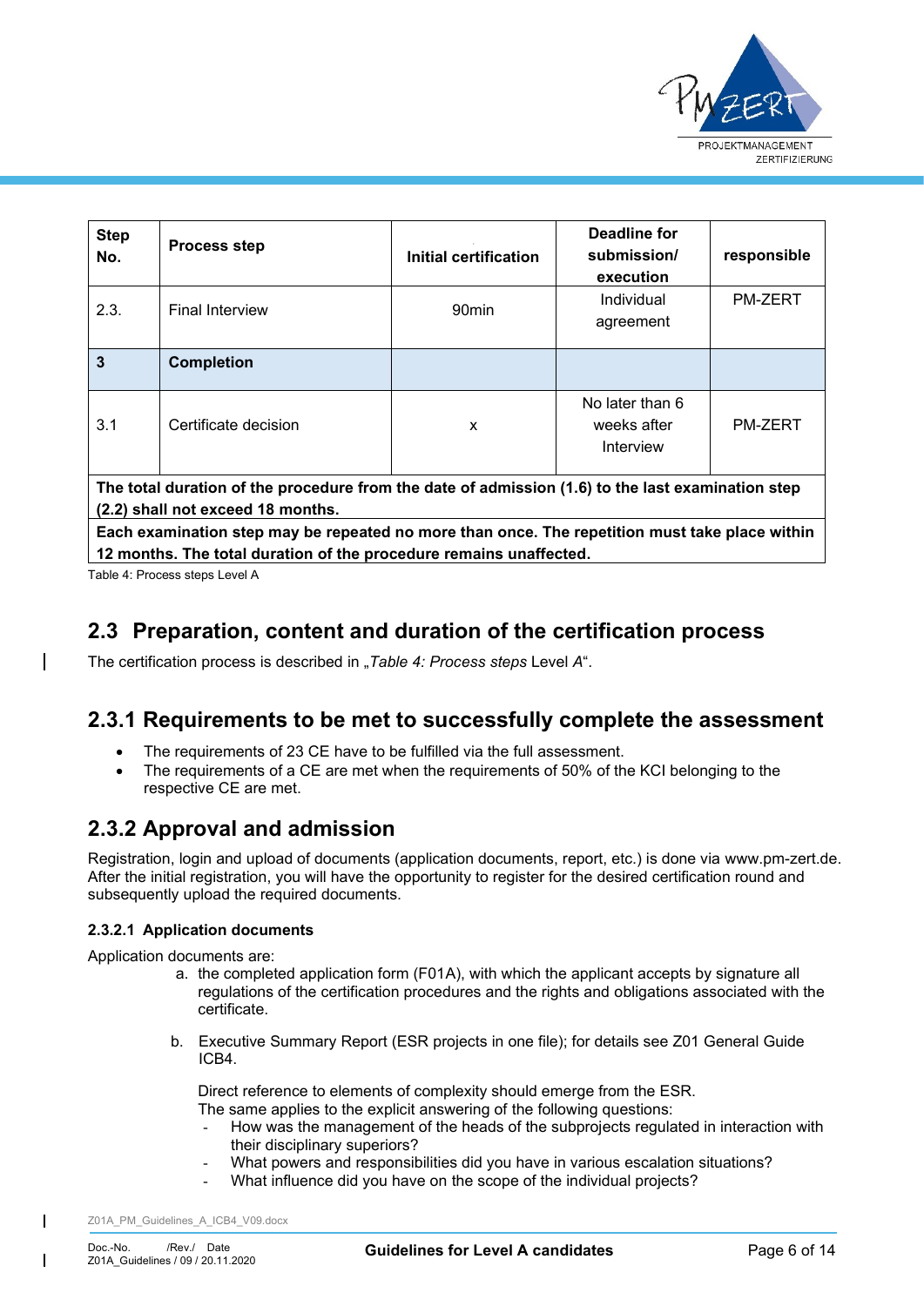| Step No. | Process step | Initial certification | Deadline for submission/ execution | responsible |
|---|---|---|---|---|
| 2.3. | Final Interview | 90min | Individual agreement | PM-ZERT |
| **3** | **Completion** | | | |
| 3.1 | Certificate decision | x | No later than 6 weeks after Interview | PM-ZERT |
| **The total duration of the procedure from the date of admission (1.6) to the last examination step (2.2) shall not exceed 18 months.** | | | | |
| **Each examination step may be repeated no more than once. The repetition must take place within 12 months. The total duration of the procedure remains unaffected.** | | | | |

Table 4: Process steps Level A

## 2.3 Preparation, content and duration of the certification process

The certification process is described in „*Table 4: Process steps* Level *A*".

## 2.3.1 Requirements to be met to successfully complete the assessment

- The requirements of 23 CE have to be fulfilled via the full assessment.
- The requirements of a CE are met when the requirements of 50% of the KCI belonging to the respective CE are met.

## 2.3.2 Approval and admission

Registration, login and upload of documents (application documents, report, etc.) is done via www.pm-zert.de. After the initial registration, you will have the opportunity to register for the desired certification round and subsequently upload the required documents.

### 2.3.2.1 Application documents

Application documents are:

a. the completed application form (F01A), with which the applicant accepts by signature all regulations of the certification procedures and the rights and obligations associated with the certificate.

b. Executive Summary Report (ESR projects in one file); for details see Z01 General Guide ICB4.

   Direct reference to elements of complexity should emerge from the ESR.
   The same applies to the explicit answering of the following questions:
   - How was the management of the heads of the subprojects regulated in interaction with their disciplinary superiors?
   - What powers and responsibilities did you have in various escalation situations?
   - What influence did you have on the scope of the individual projects?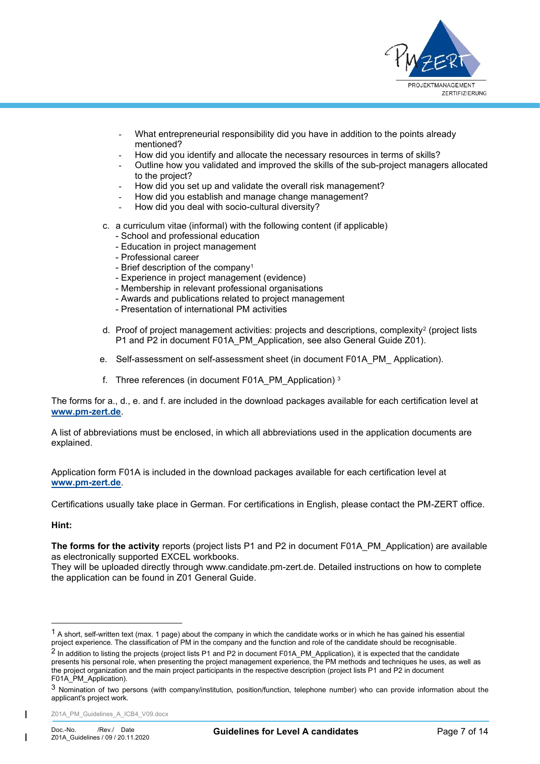- What entrepreneurial responsibility did you have in addition to the points already mentioned?
- How did you identify and allocate the necessary resources in terms of skills?
- Outline how you validated and improved the skills of the sub-project managers allocated to the project?
- How did you set up and validate the overall risk management?
- How did you establish and manage change management?
- How did you deal with socio-cultural diversity?

c. a curriculum vitae (informal) with the following content (if applicable)
   - School and professional education
   - Education in project management
   - Professional career
   - Brief description of the company[1]
   - Experience in project management (evidence)
   - Membership in relevant professional organisations
   - Awards and publications related to project management
   - Presentation of international PM activities

d. Proof of project management activities: projects and descriptions, complexity[2] (project lists P1 and P2 in document F01A_PM_Application, see also General Guide Z01).

e. Self-assessment on self-assessment sheet (in document F01A_PM_ Application).

f. Three references (in document F01A_PM_Application) [3]

The forms for a., d., e. and f. are included in the download packages available for each certification level at **www.pm-zert.de**.

A list of abbreviations must be enclosed, in which all abbreviations used in the application documents are explained.

Application form F01A is included in the download packages available for each certification level at **www.pm-zert.de**.

Certifications usually take place in German. For certifications in English, please contact the PM-ZERT office.

**Hint:**

**The forms for the activity** reports (project lists P1 and P2 in document F01A_PM_Application) are available as electronically supported EXCEL workbooks.
They will be uploaded directly through www.candidate.pm-zert.de. Detailed instructions on how to complete the application can be found in Z01 General Guide.

---

[1] A short, self-written text (max. 1 page) about the company in which the candidate works or in which he has gained his essential project experience. The classification of PM in the company and the function and role of the candidate should be recognisable.

[2] In addition to listing the projects (project lists P1 and P2 in document F01A_PM_Application), it is expected that the candidate presents his personal role, when presenting the project management experience, the PM methods and techniques he uses, as well as the project organization and the main project participants in the respective description (project lists P1 and P2 in document F01A_PM_Application).

[3] Nomination of two persons (with company/institution, position/function, telephone number) who can provide information about the applicant's project work.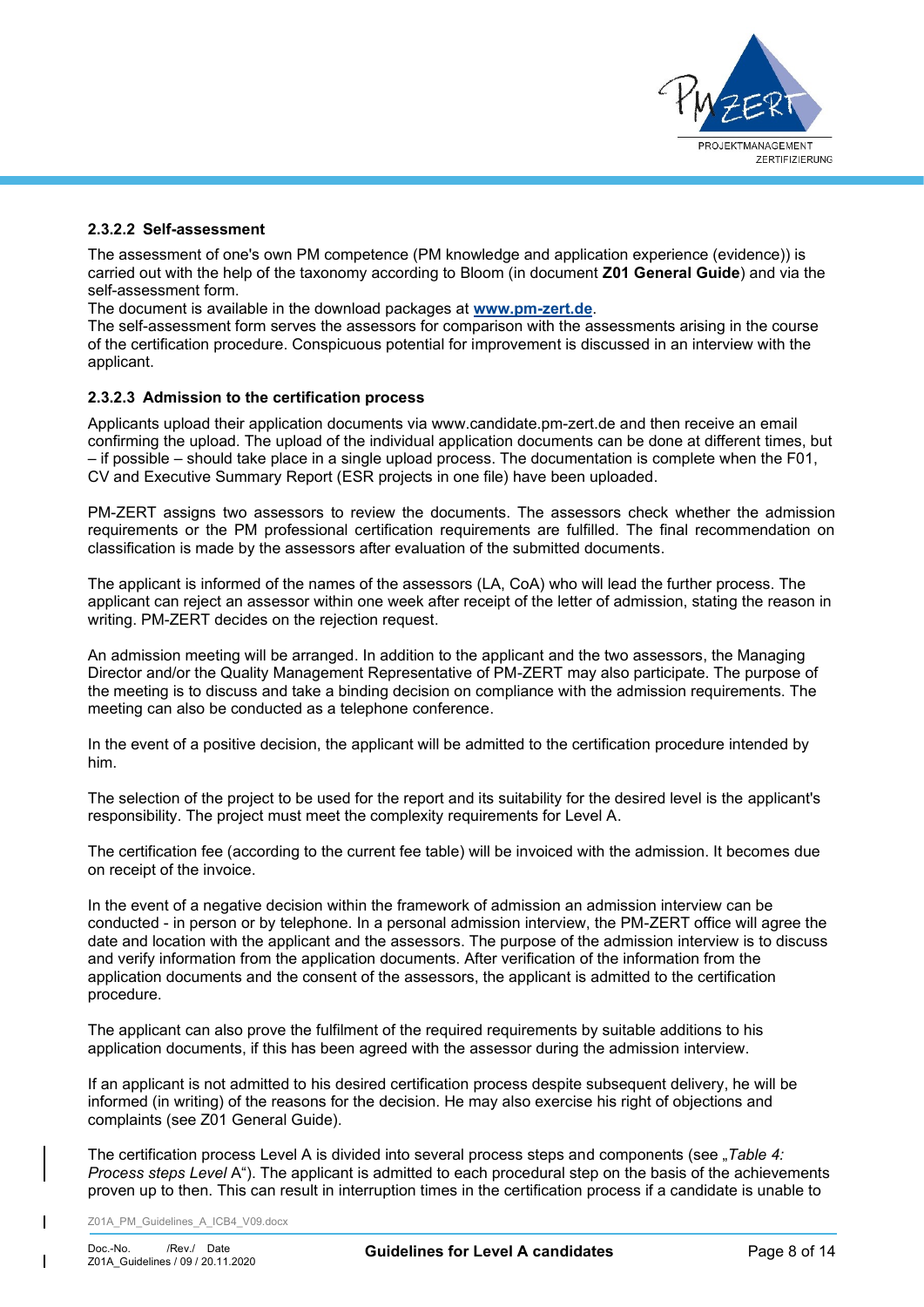#### 2.3.2.2 Self-assessment

The assessment of one's own PM competence (PM knowledge and application experience (evidence)) is carried out with the help of the taxonomy according to Bloom (in document **Z01 General Guide**) and via the self-assessment form.
The document is available in the download packages at **www.pm-zert.de**.
The self-assessment form serves the assessors for comparison with the assessments arising in the course of the certification procedure. Conspicuous potential for improvement is discussed in an interview with the applicant.

#### 2.3.2.3 Admission to the certification process

Applicants upload their application documents via www.candidate.pm-zert.de and then receive an email confirming the upload. The upload of the individual application documents can be done at different times, but – if possible – should take place in a single upload process. The documentation is complete when the F01, CV and Executive Summary Report (ESR projects in one file) have been uploaded.

PM-ZERT assigns two assessors to review the documents. The assessors check whether the admission requirements or the PM professional certification requirements are fulfilled. The final recommendation on classification is made by the assessors after evaluation of the submitted documents.

The applicant is informed of the names of the assessors (LA, CoA) who will lead the further process. The applicant can reject an assessor within one week after receipt of the letter of admission, stating the reason in writing. PM-ZERT decides on the rejection request.

An admission meeting will be arranged. In addition to the applicant and the two assessors, the Managing Director and/or the Quality Management Representative of PM-ZERT may also participate. The purpose of the meeting is to discuss and take a binding decision on compliance with the admission requirements. The meeting can also be conducted as a telephone conference.

In the event of a positive decision, the applicant will be admitted to the certification procedure intended by him.

The selection of the project to be used for the report and its suitability for the desired level is the applicant's responsibility. The project must meet the complexity requirements for Level A.

The certification fee (according to the current fee table) will be invoiced with the admission. It becomes due on receipt of the invoice.

In the event of a negative decision within the framework of admission an admission interview can be conducted - in person or by telephone. In a personal admission interview, the PM-ZERT office will agree the date and location with the applicant and the assessors. The purpose of the admission interview is to discuss and verify information from the application documents. After verification of the information from the application documents and the consent of the assessors, the applicant is admitted to the certification procedure.

The applicant can also prove the fulfilment of the required requirements by suitable additions to his application documents, if this has been agreed with the assessor during the admission interview.

If an applicant is not admitted to his desired certification process despite subsequent delivery, he will be informed (in writing) of the reasons for the decision. He may also exercise his right of objections and complaints (see Z01 General Guide).

The certification process Level A is divided into several process steps and components (see „*Table 4: Process steps Level* A"). The applicant is admitted to each procedural step on the basis of the achievements proven up to then. This can result in interruption times in the certification process if a candidate is unable to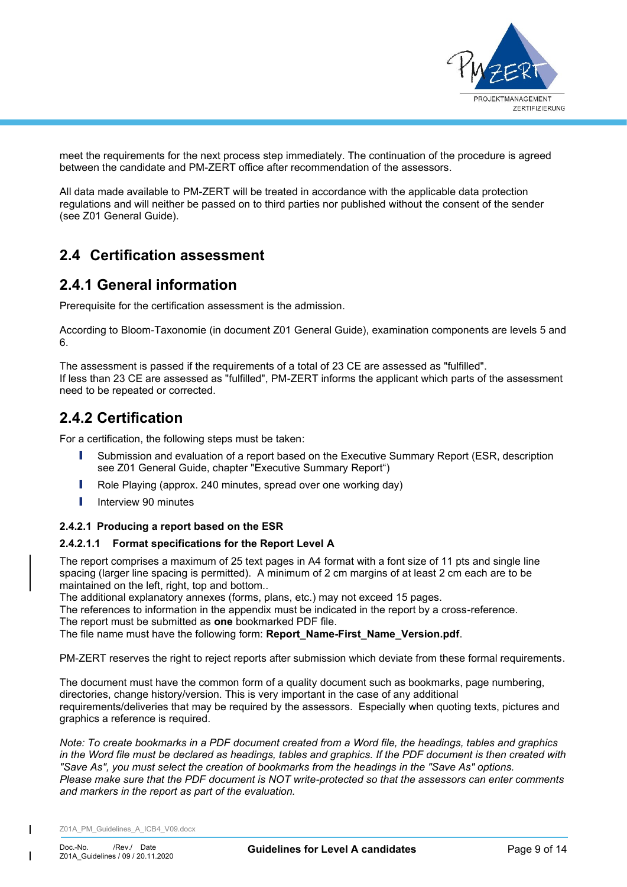meet the requirements for the next process step immediately. The continuation of the procedure is agreed between the candidate and PM-ZERT office after recommendation of the assessors.

All data made available to PM-ZERT will be treated in accordance with the applicable data protection regulations and will neither be passed on to third parties nor published without the consent of the sender (see Z01 General Guide).

## 2.4 Certification assessment

## 2.4.1 General information

Prerequisite for the certification assessment is the admission.

According to Bloom-Taxonomie (in document Z01 General Guide), examination components are levels 5 and 6.

The assessment is passed if the requirements of a total of 23 CE are assessed as "fulfilled".
If less than 23 CE are assessed as "fulfilled", PM-ZERT informs the applicant which parts of the assessment need to be repeated or corrected.

## 2.4.2 Certification

For a certification, the following steps must be taken:

- Submission and evaluation of a report based on the Executive Summary Report (ESR, description see Z01 General Guide, chapter "Executive Summary Report")
- Role Playing (approx. 240 minutes, spread over one working day)
- Interview 90 minutes

### 2.4.2.1 Producing a report based on the ESR

#### 2.4.2.1.1 Format specifications for the Report Level A

The report comprises a maximum of 25 text pages in A4 format with a font size of 11 pts and single line spacing (larger line spacing is permitted). A minimum of 2 cm margins of at least 2 cm each are to be maintained on the left, right, top and bottom..
The additional explanatory annexes (forms, plans, etc.) may not exceed 15 pages.
The references to information in the appendix must be indicated in the report by a cross-reference.
The report must be submitted as **one** bookmarked PDF file.
The file name must have the following form: **Report_Name-First_Name_Version.pdf**.

PM-ZERT reserves the right to reject reports after submission which deviate from these formal requirements.

The document must have the common form of a quality document such as bookmarks, page numbering, directories, change history/version. This is very important in the case of any additional requirements/deliveries that may be required by the assessors. Especially when quoting texts, pictures and graphics a reference is required.

*Note: To create bookmarks in a PDF document created from a Word file, the headings, tables and graphics in the Word file must be declared as headings, tables and graphics. If the PDF document is then created with "Save As", you must select the creation of bookmarks from the headings in the "Save As" options.*
*Please make sure that the PDF document is NOT write-protected so that the assessors can enter comments and markers in the report as part of the evaluation.*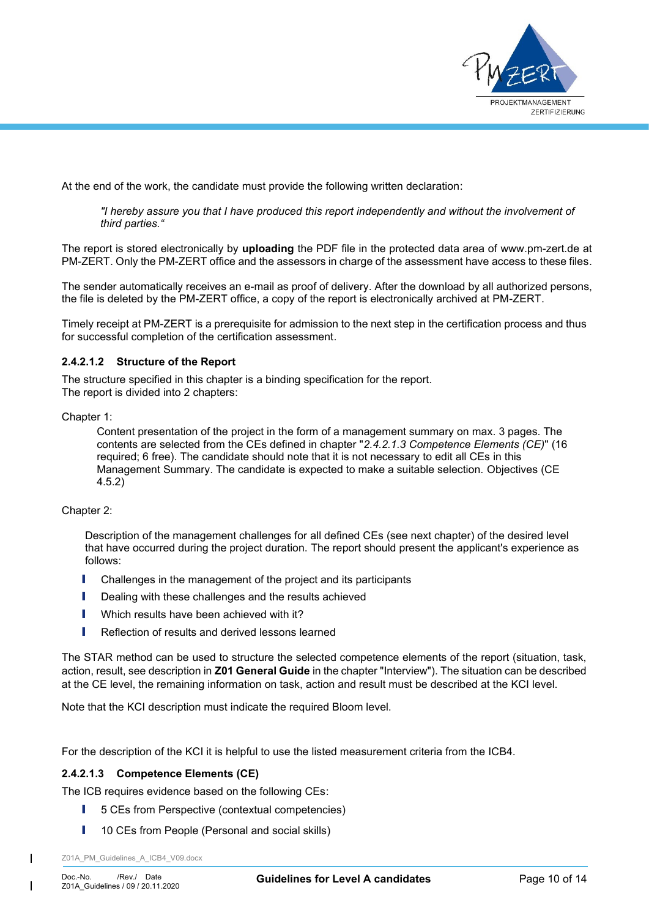At the end of the work, the candidate must provide the following written declaration:

> *"I hereby assure you that I have produced this report independently and without the involvement of third parties."*

The report is stored electronically by **uploading** the PDF file in the protected data area of www.pm-zert.de at PM-ZERT. Only the PM-ZERT office and the assessors in charge of the assessment have access to these files.

The sender automatically receives an e-mail as proof of delivery. After the download by all authorized persons, the file is deleted by the PM-ZERT office, a copy of the report is electronically archived at PM-ZERT.

Timely receipt at PM-ZERT is a prerequisite for admission to the next step in the certification process and thus for successful completion of the certification assessment.

#### 2.4.2.1.2 Structure of the Report

The structure specified in this chapter is a binding specification for the report.
The report is divided into 2 chapters:

Chapter 1:

Content presentation of the project in the form of a management summary on max. 3 pages. The contents are selected from the CEs defined in chapter "*2.4.2.1.3 Competence Elements (CE)*" (16 required; 6 free). The candidate should note that it is not necessary to edit all CEs in this Management Summary. The candidate is expected to make a suitable selection. Objectives (CE 4.5.2)

Chapter 2:

Description of the management challenges for all defined CEs (see next chapter) of the desired level that have occurred during the project duration. The report should present the applicant's experience as follows:

- Challenges in the management of the project and its participants
- Dealing with these challenges and the results achieved
- Which results have been achieved with it?
- Reflection of results and derived lessons learned

The STAR method can be used to structure the selected competence elements of the report (situation, task, action, result, see description in **Z01 General Guide** in the chapter "Interview"). The situation can be described at the CE level, the remaining information on task, action and result must be described at the KCI level.

Note that the KCI description must indicate the required Bloom level.

For the description of the KCI it is helpful to use the listed measurement criteria from the ICB4.

#### 2.4.2.1.3 Competence Elements (CE)

The ICB requires evidence based on the following CEs:

- 5 CEs from Perspective (contextual competencies)
- 10 CEs from People (Personal and social skills)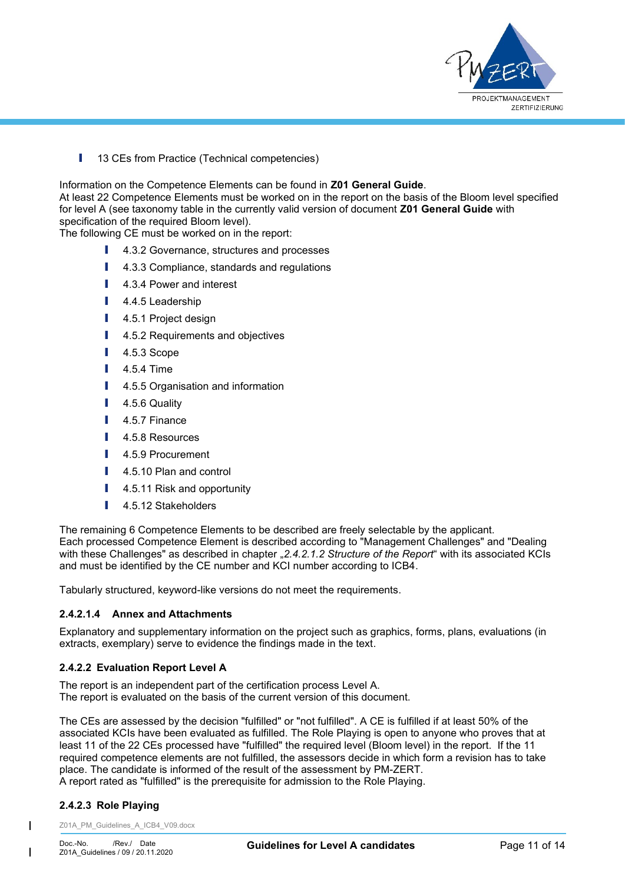- 13 CEs from Practice (Technical competencies)

Information on the Competence Elements can be found in **Z01 General Guide**.
At least 22 Competence Elements must be worked on in the report on the basis of the Bloom level specified for level A (see taxonomy table in the currently valid version of document **Z01 General Guide** with specification of the required Bloom level).
The following CE must be worked on in the report:

- 4.3.2 Governance, structures and processes
- 4.3.3 Compliance, standards and regulations
- 4.3.4 Power and interest
- 4.4.5 Leadership
- 4.5.1 Project design
- 4.5.2 Requirements and objectives
- 4.5.3 Scope
- 4.5.4 Time
- 4.5.5 Organisation and information
- 4.5.6 Quality
- 4.5.7 Finance
- 4.5.8 Resources
- 4.5.9 Procurement
- 4.5.10 Plan and control
- 4.5.11 Risk and opportunity
- 4.5.12 Stakeholders

The remaining 6 Competence Elements to be described are freely selectable by the applicant.
Each processed Competence Element is described according to "Management Challenges" and "Dealing with these Challenges" as described in chapter „*2.4.2.1.2 Structure of the Report*" with its associated KCIs and must be identified by the CE number and KCI number according to ICB4.

Tabularly structured, keyword-like versions do not meet the requirements.

#### 2.4.2.1.4 Annex and Attachments

Explanatory and supplementary information on the project such as graphics, forms, plans, evaluations (in extracts, exemplary) serve to evidence the findings made in the text.

### 2.4.2.2 Evaluation Report Level A

The report is an independent part of the certification process Level A.
The report is evaluated on the basis of the current version of this document.

The CEs are assessed by the decision "fulfilled" or "not fulfilled". A CE is fulfilled if at least 50% of the associated KCIs have been evaluated as fulfilled. The Role Playing is open to anyone who proves that at least 11 of the 22 CEs processed have "fulfilled" the required level (Bloom level) in the report. If the 11 required competence elements are not fulfilled, the assessors decide in which form a revision has to take place. The candidate is informed of the result of the assessment by PM-ZERT.
A report rated as "fulfilled" is the prerequisite for admission to the Role Playing.

### 2.4.2.3 Role Playing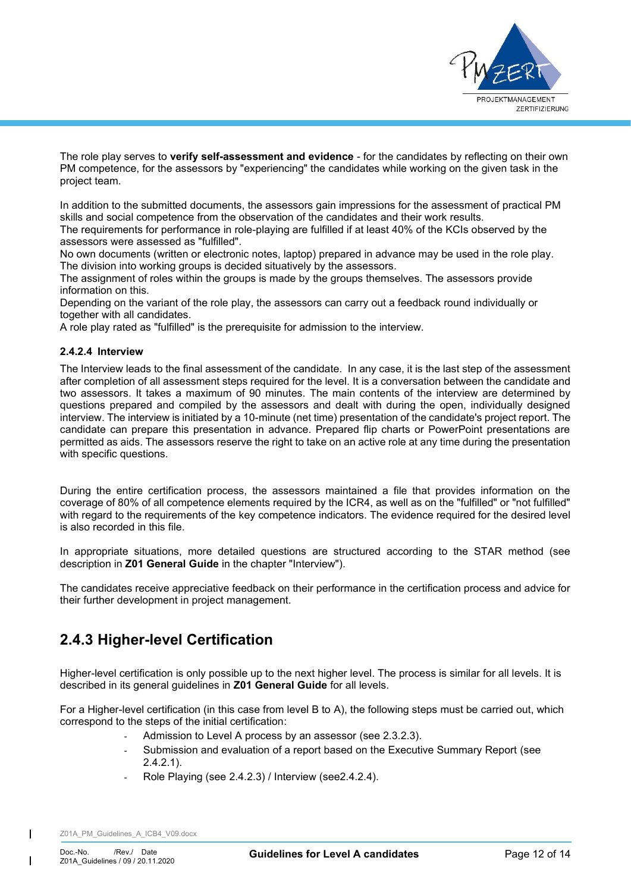The role play serves to **verify self-assessment and evidence** - for the candidates by reflecting on their own PM competence, for the assessors by "experiencing" the candidates while working on the given task in the project team.

In addition to the submitted documents, the assessors gain impressions for the assessment of practical PM skills and social competence from the observation of the candidates and their work results.
The requirements for performance in role-playing are fulfilled if at least 40% of the KCIs observed by the assessors were assessed as "fulfilled".
No own documents (written or electronic notes, laptop) prepared in advance may be used in the role play.
The division into working groups is decided situatively by the assessors.
The assignment of roles within the groups is made by the groups themselves. The assessors provide information on this.
Depending on the variant of the role play, the assessors can carry out a feedback round individually or together with all candidates.
A role play rated as "fulfilled" is the prerequisite for admission to the interview.

#### 2.4.2.4 Interview

The Interview leads to the final assessment of the candidate. In any case, it is the last step of the assessment after completion of all assessment steps required for the level. It is a conversation between the candidate and two assessors. It takes a maximum of 90 minutes. The main contents of the interview are determined by questions prepared and compiled by the assessors and dealt with during the open, individually designed interview. The interview is initiated by a 10-minute (net time) presentation of the candidate's project report. The candidate can prepare this presentation in advance. Prepared flip charts or PowerPoint presentations are permitted as aids. The assessors reserve the right to take on an active role at any time during the presentation with specific questions.

During the entire certification process, the assessors maintained a file that provides information on the coverage of 80% of all competence elements required by the ICR4, as well as on the "fulfilled" or "not fulfilled" with regard to the requirements of the key competence indicators. The evidence required for the desired level is also recorded in this file.

In appropriate situations, more detailed questions are structured according to the STAR method (see description in **Z01 General Guide** in the chapter "Interview").

The candidates receive appreciative feedback on their performance in the certification process and advice for their further development in project management.

## 2.4.3 Higher-level Certification

Higher-level certification is only possible up to the next higher level. The process is similar for all levels. It is described in its general guidelines in **Z01 General Guide** for all levels.

For a Higher-level certification (in this case from level B to A), the following steps must be carried out, which correspond to the steps of the initial certification:

- Admission to Level A process by an assessor (see 2.3.2.3).
- Submission and evaluation of a report based on the Executive Summary Report (see 2.4.2.1).
- Role Playing (see 2.4.2.3) / Interview (see2.4.2.4).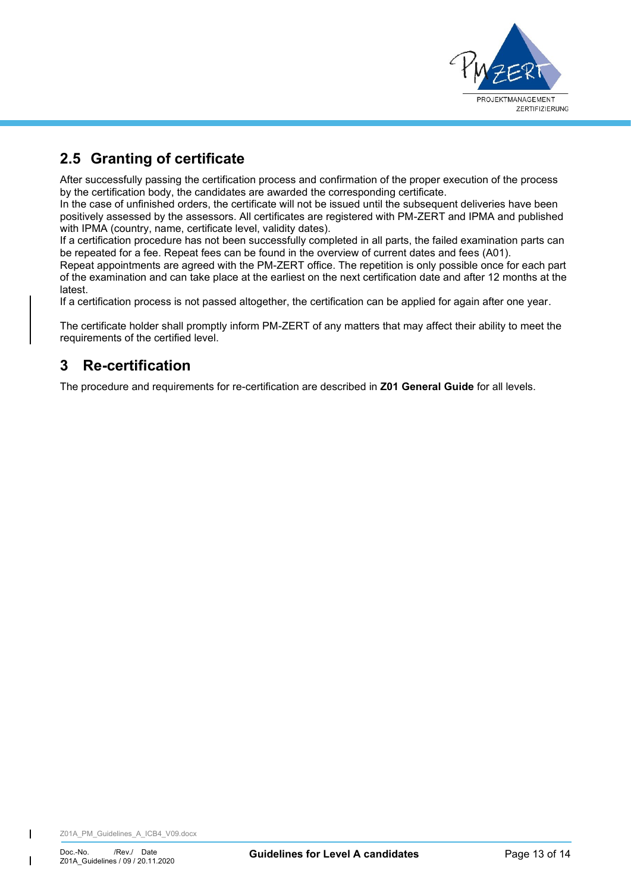## 2.5 Granting of certificate

After successfully passing the certification process and confirmation of the proper execution of the process by the certification body, the candidates are awarded the corresponding certificate.
In the case of unfinished orders, the certificate will not be issued until the subsequent deliveries have been positively assessed by the assessors. All certificates are registered with PM-ZERT and IPMA and published with IPMA (country, name, certificate level, validity dates).
If a certification procedure has not been successfully completed in all parts, the failed examination parts can be repeated for a fee. Repeat fees can be found in the overview of current dates and fees (A01).
Repeat appointments are agreed with the PM-ZERT office. The repetition is only possible once for each part of the examination and can take place at the earliest on the next certification date and after 12 months at the latest.
If a certification process is not passed altogether, the certification can be applied for again after one year.

The certificate holder shall promptly inform PM-ZERT of any matters that may affect their ability to meet the requirements of the certified level.

# 3 Re-certification

The procedure and requirements for re-certification are described in **Z01 General Guide** for all levels.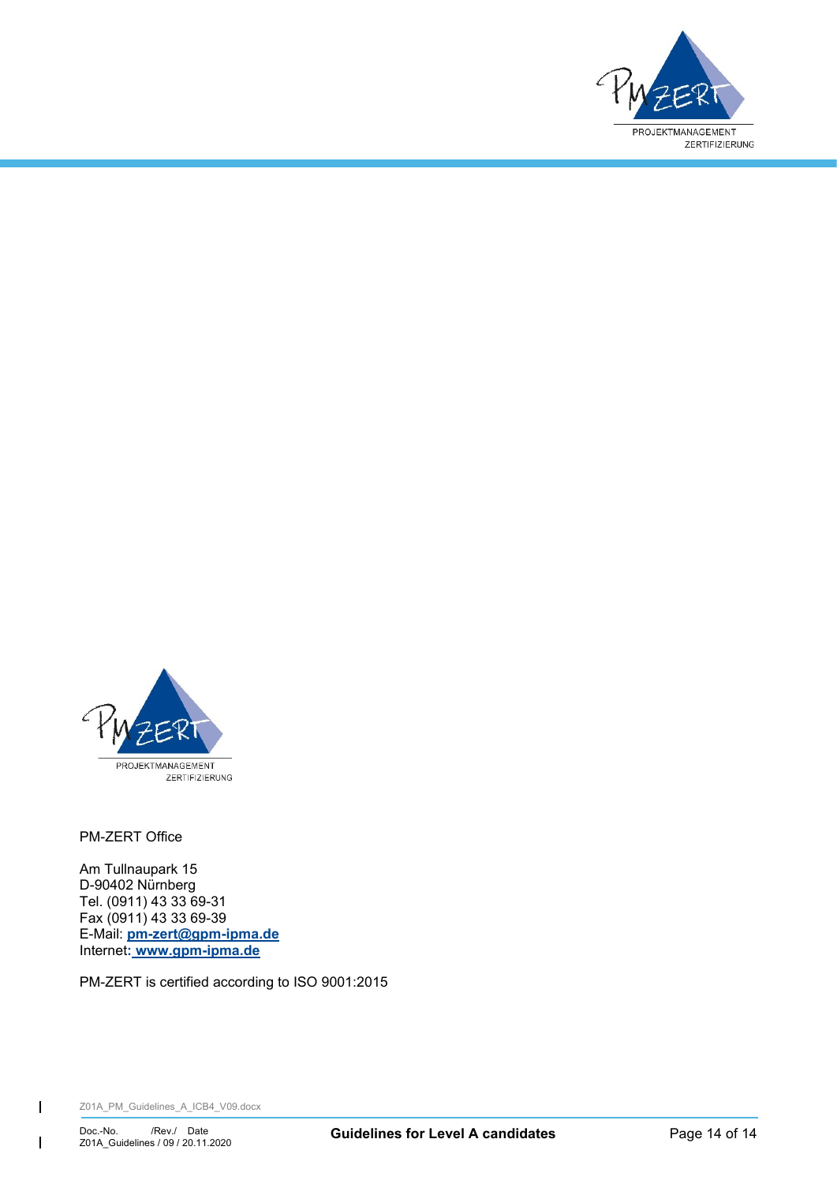PROJEKTMANAGEMENT
ZERTIFIZIERUNG

PM-ZERT Office

Am Tullnaupark 15
D-90402 Nürnberg
Tel. (0911) 43 33 69-31
Fax (0911) 43 33 69-39
E-Mail: **pm-zert@gpm-ipma.de**
Internet: **www.gpm-ipma.de**

PM-ZERT is certified according to ISO 9001:2015